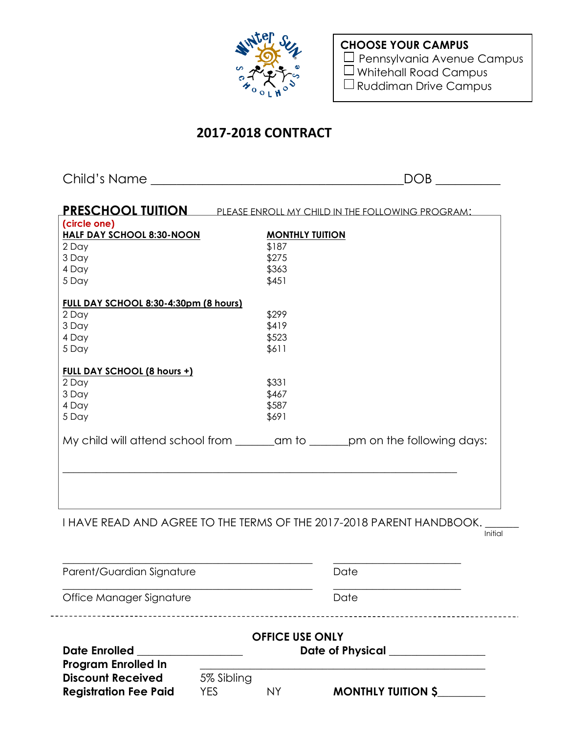**CHOOSE YOUR CAMPUS**

☐ Pennsylvania Avenue Campus
☐ Whitehall Road Campus
☐ Ruddiman Drive Campus

# 2017-2018 CONTRACT

Child's Name _______________________________________ DOB __________

## PRESCHOOL TUITION

PLEASE ENROLL MY CHILD IN THE FOLLOWING PROGRAM:

**(circle one)**

| HALF DAY SCHOOL 8:30-NOON | MONTHLY TUITION |
|---|---|
| 2 Day | $187 |
| 3 Day | $275 |
| 4 Day | $363 |
| 5 Day | $451 |

| FULL DAY SCHOOL 8:30-4:30pm (8 hours) | |
|---|---|
| 2 Day | $299 |
| 3 Day | $419 |
| 4 Day | $523 |
| 5 Day | $611 |

| FULL DAY SCHOOL (8 hours +) | |
|---|---|
| 2 Day | $331 |
| 3 Day | $467 |
| 4 Day | $587 |
| 5 Day | $691 |

My child will attend school from _______am to _______pm on the following days:

_____________________________________________________________________

I HAVE READ AND AGREE TO THE TERMS OF THE 2017-2018 PARENT HANDBOOK. ______ Initial

_______________________________________ ________________________

Parent/Guardian Signature Date

_______________________________________ ________________________

Office Manager Signature Date

---

**OFFICE USE ONLY**

**Date Enrolled** __________________ **Date of Physical** _________________

**Program Enrolled In** _____________________________________________

**Discount Received** 5% Sibling

**Registration Fee Paid** YES NY **MONTHLY TUITION $**________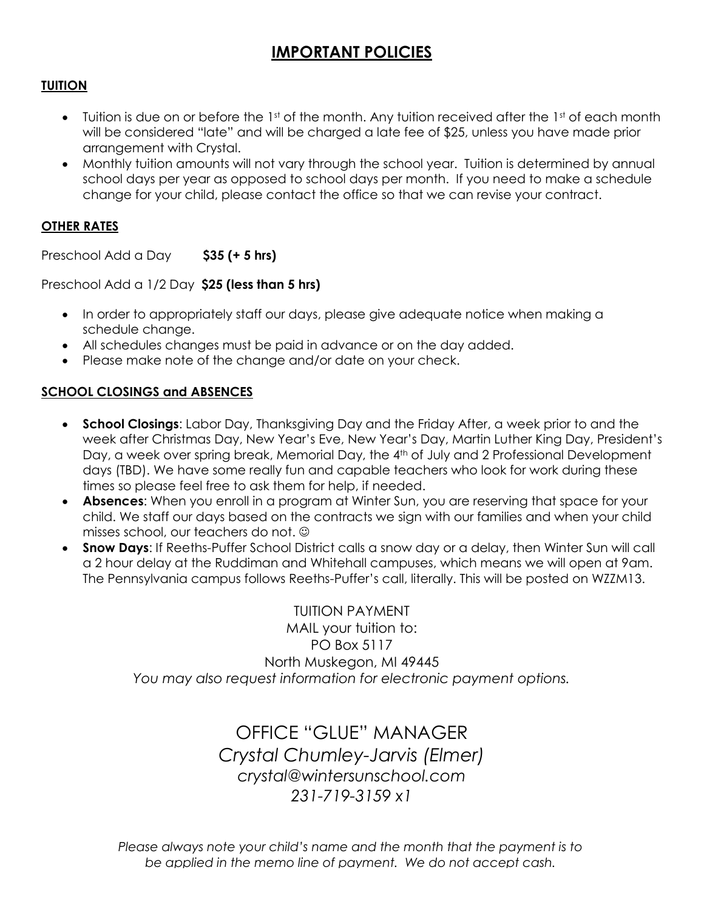# IMPORTANT POLICIES

## TUITION

- Tuition is due on or before the 1st of the month. Any tuition received after the 1st of each month will be considered "late" and will be charged a late fee of $25, unless you have made prior arrangement with Crystal.
- Monthly tuition amounts will not vary through the school year. Tuition is determined by annual school days per year as opposed to school days per month. If you need to make a schedule change for your child, please contact the office so that we can revise your contract.

## OTHER RATES

Preschool Add a Day **$35 (+ 5 hrs)**

Preschool Add a 1/2 Day **$25 (less than 5 hrs)**

- In order to appropriately staff our days, please give adequate notice when making a schedule change.
- All schedules changes must be paid in advance or on the day added.
- Please make note of the change and/or date on your check.

## SCHOOL CLOSINGS and ABSENCES

- **School Closings**: Labor Day, Thanksgiving Day and the Friday After, a week prior to and the week after Christmas Day, New Year's Eve, New Year's Day, Martin Luther King Day, President's Day, a week over spring break, Memorial Day, the 4th of July and 2 Professional Development days (TBD). We have some really fun and capable teachers who look for work during these times so please feel free to ask them for help, if needed.
- **Absences**: When you enroll in a program at Winter Sun, you are reserving that space for your child. We staff our days based on the contracts we sign with our families and when your child misses school, our teachers do not. ☺
- **Snow Days**: If Reeths-Puffer School District calls a snow day or a delay, then Winter Sun will call a 2 hour delay at the Ruddiman and Whitehall campuses, which means we will open at 9am. The Pennsylvania campus follows Reeths-Puffer's call, literally. This will be posted on WZZM13.

TUITION PAYMENT
MAIL your tuition to:
PO Box 5117
North Muskegon, MI 49445
*You may also request information for electronic payment options.*

OFFICE "GLUE" MANAGER
*Crystal Chumley-Jarvis (Elmer)*
*crystal@wintersunschool.com*
*231-719-3159 x1*

*Please always note your child's name and the month that the payment is to be applied in the memo line of payment. We do not accept cash.*